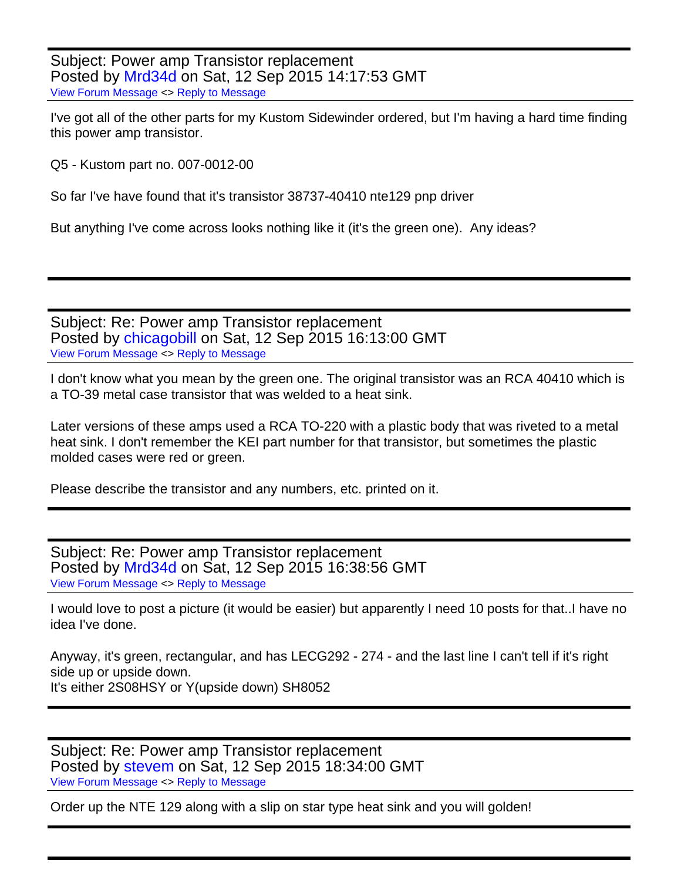Subject: Power amp Transistor replacement
Posted by Mrd34d on Sat, 12 Sep 2015 14:17:53 GMT
View Forum Message <> Reply to Message

I've got all of the other parts for my Kustom Sidewinder ordered, but I'm having a hard time finding this power amp transistor.

Q5 - Kustom part no. 007-0012-00

So far I've have found that it's transistor 38737-40410 nte129 pnp driver

But anything I've come across looks nothing like it (it's the green one). Any ideas?

---

Subject: Re: Power amp Transistor replacement
Posted by chicagobill on Sat, 12 Sep 2015 16:13:00 GMT
View Forum Message <> Reply to Message

I don't know what you mean by the green one. The original transistor was an RCA 40410 which is a TO-39 metal case transistor that was welded to a heat sink.

Later versions of these amps used a RCA TO-220 with a plastic body that was riveted to a metal heat sink. I don't remember the KEI part number for that transistor, but sometimes the plastic molded cases were red or green.

Please describe the transistor and any numbers, etc. printed on it.

---

Subject: Re: Power amp Transistor replacement
Posted by Mrd34d on Sat, 12 Sep 2015 16:38:56 GMT
View Forum Message <> Reply to Message

I would love to post a picture (it would be easier) but apparently I need 10 posts for that..I have no idea I've done.

Anyway, it's green, rectangular, and has LECG292 - 274 - and the last line I can't tell if it's right side up or upside down.
It's either 2S08HSY or Y(upside down) SH8052

---

Subject: Re: Power amp Transistor replacement
Posted by stevem on Sat, 12 Sep 2015 18:34:00 GMT
View Forum Message <> Reply to Message

Order up the NTE 129 along with a slip on star type heat sink and you will golden!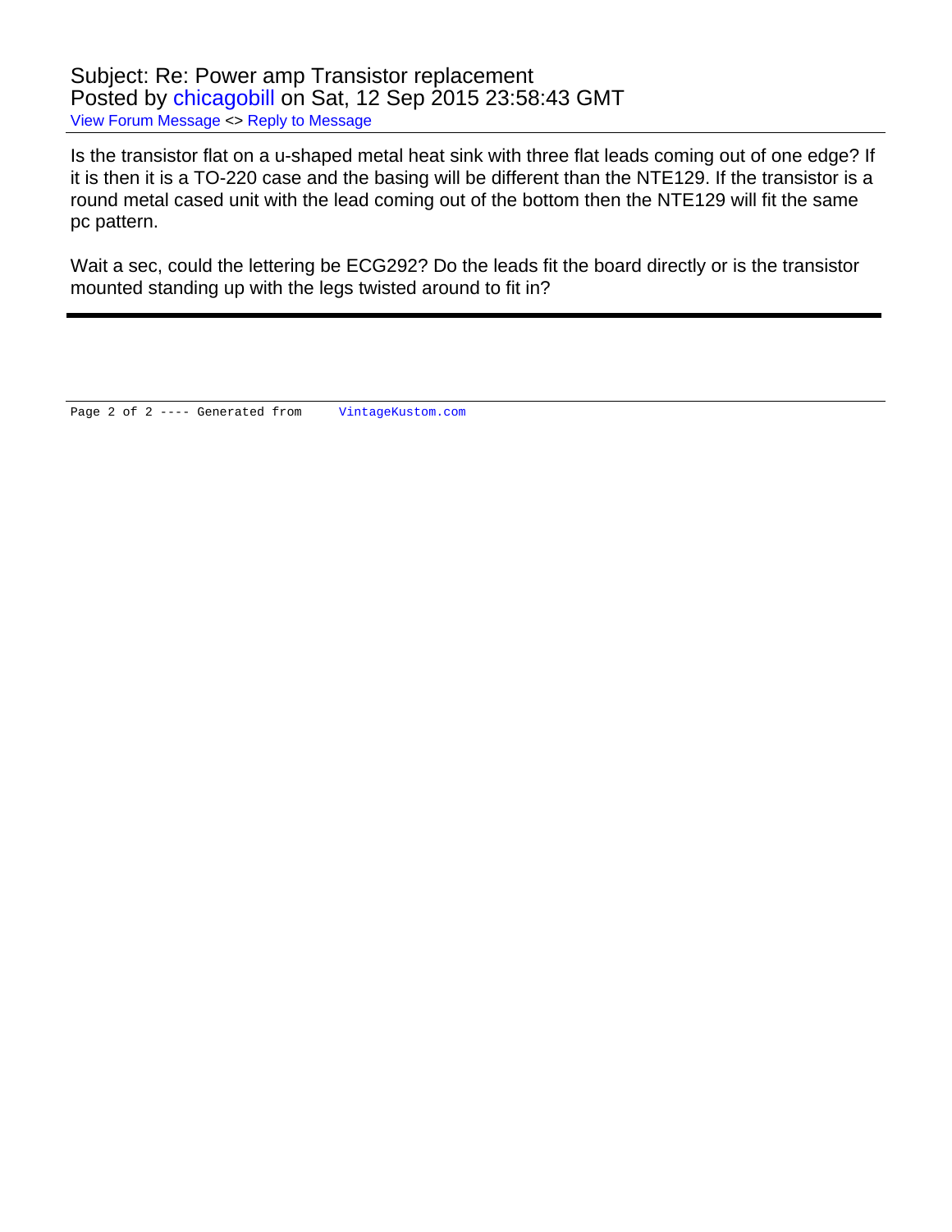Subject: Re: Power amp Transistor replacement
Posted by chicagobill on Sat, 12 Sep 2015 23:58:43 GMT
View Forum Message <> Reply to Message

Is the transistor flat on a u-shaped metal heat sink with three flat leads coming out of one edge? If it is then it is a TO-220 case and the basing will be different than the NTE129. If the transistor is a round metal cased unit with the lead coming out of the bottom then the NTE129 will fit the same pc pattern.

Wait a sec, could the lettering be ECG292? Do the leads fit the board directly or is the transistor mounted standing up with the legs twisted around to fit in?